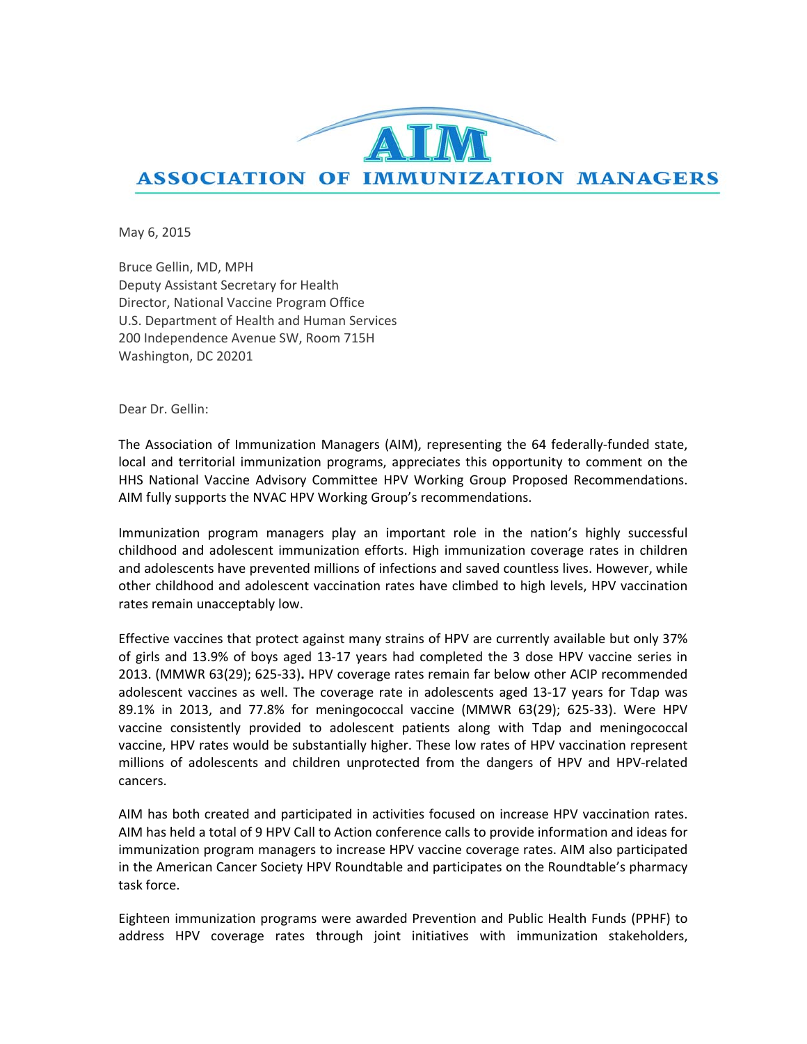# AIM

## ASSOCIATION OF IMMUNIZATION MANAGERS

May 6, 2015

Bruce Gellin, MD, MPH
Deputy Assistant Secretary for Health
Director, National Vaccine Program Office
U.S. Department of Health and Human Services
200 Independence Avenue SW, Room 715H
Washington, DC 20201

Dear Dr. Gellin:

The Association of Immunization Managers (AIM), representing the 64 federally-funded state, local and territorial immunization programs, appreciates this opportunity to comment on the HHS National Vaccine Advisory Committee HPV Working Group Proposed Recommendations. AIM fully supports the NVAC HPV Working Group's recommendations.

Immunization program managers play an important role in the nation's highly successful childhood and adolescent immunization efforts. High immunization coverage rates in children and adolescents have prevented millions of infections and saved countless lives. However, while other childhood and adolescent vaccination rates have climbed to high levels, HPV vaccination rates remain unacceptably low.

Effective vaccines that protect against many strains of HPV are currently available but only 37% of girls and 13.9% of boys aged 13-17 years had completed the 3 dose HPV vaccine series in 2013. (MMWR 63(29); 625-33)**.** HPV coverage rates remain far below other ACIP recommended adolescent vaccines as well. The coverage rate in adolescents aged 13-17 years for Tdap was 89.1% in 2013, and 77.8% for meningococcal vaccine (MMWR 63(29); 625-33). Were HPV vaccine consistently provided to adolescent patients along with Tdap and meningococcal vaccine, HPV rates would be substantially higher. These low rates of HPV vaccination represent millions of adolescents and children unprotected from the dangers of HPV and HPV-related cancers.

AIM has both created and participated in activities focused on increase HPV vaccination rates. AIM has held a total of 9 HPV Call to Action conference calls to provide information and ideas for immunization program managers to increase HPV vaccine coverage rates. AIM also participated in the American Cancer Society HPV Roundtable and participates on the Roundtable's pharmacy task force.

Eighteen immunization programs were awarded Prevention and Public Health Funds (PPHF) to address HPV coverage rates through joint initiatives with immunization stakeholders,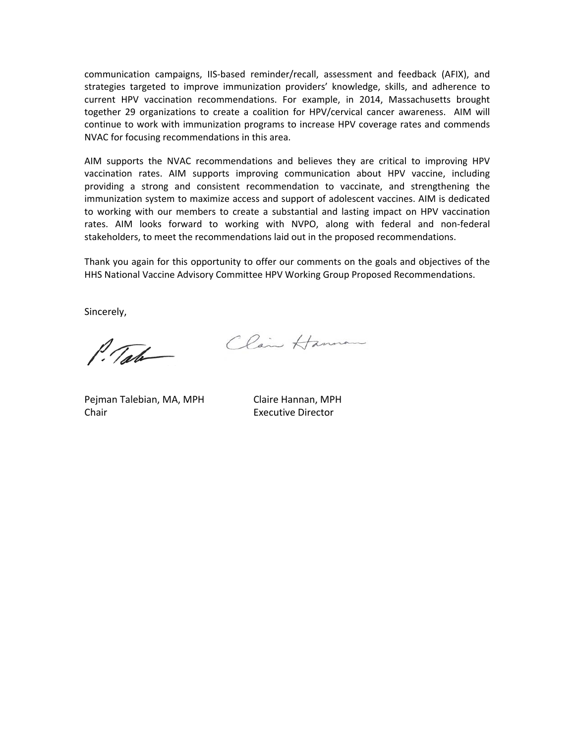communication campaigns, IIS-based reminder/recall, assessment and feedback (AFIX), and strategies targeted to improve immunization providers' knowledge, skills, and adherence to current HPV vaccination recommendations. For example, in 2014, Massachusetts brought together 29 organizations to create a coalition for HPV/cervical cancer awareness. AIM will continue to work with immunization programs to increase HPV coverage rates and commends NVAC for focusing recommendations in this area.

AIM supports the NVAC recommendations and believes they are critical to improving HPV vaccination rates. AIM supports improving communication about HPV vaccine, including providing a strong and consistent recommendation to vaccinate, and strengthening the immunization system to maximize access and support of adolescent vaccines. AIM is dedicated to working with our members to create a substantial and lasting impact on HPV vaccination rates. AIM looks forward to working with NVPO, along with federal and non-federal stakeholders, to meet the recommendations laid out in the proposed recommendations.

Thank you again for this opportunity to offer our comments on the goals and objectives of the HHS National Vaccine Advisory Committee HPV Working Group Proposed Recommendations.

Sincerely,

Pejman Talebian, MA, MPH
Chair

Claire Hannan, MPH
Executive Director